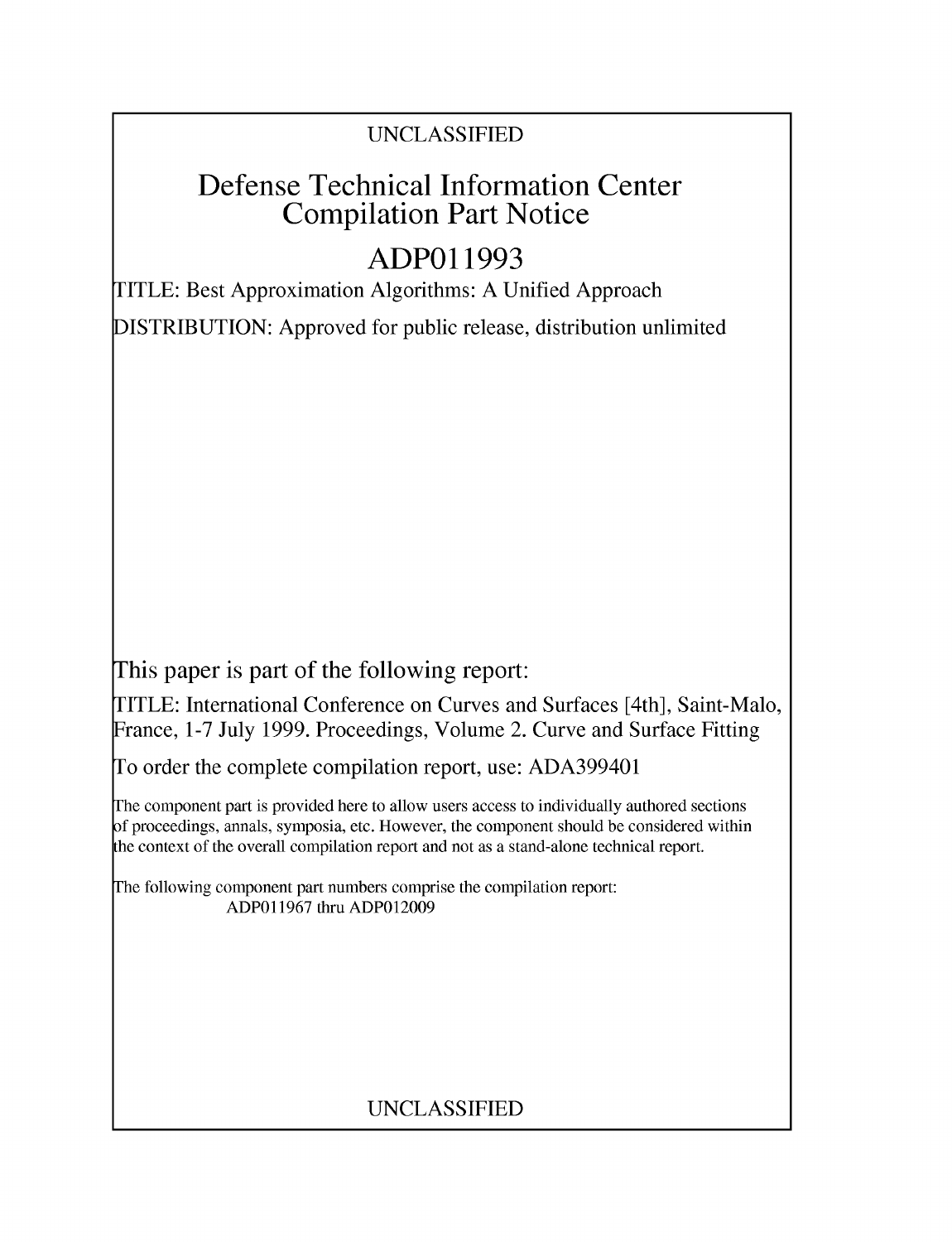UNCLASSIFIED

# Defense Technical Information Center
# Compilation Part Notice

# ADP011993

TITLE: Best Approximation Algorithms: A Unified Approach

DISTRIBUTION: Approved for public release, distribution unlimited

This paper is part of the following report:

TITLE: International Conference on Curves and Surfaces [4th], Saint-Malo, France, 1-7 July 1999. Proceedings, Volume 2. Curve and Surface Fitting

To order the complete compilation report, use: ADA399401

The component part is provided here to allow users access to individually authored sections of proceedings, annals, symposia, etc. However, the component should be considered within the context of the overall compilation report and not as a stand-alone technical report.

The following component part numbers comprise the compilation report:
ADP011967 thru ADP012009

UNCLASSIFIED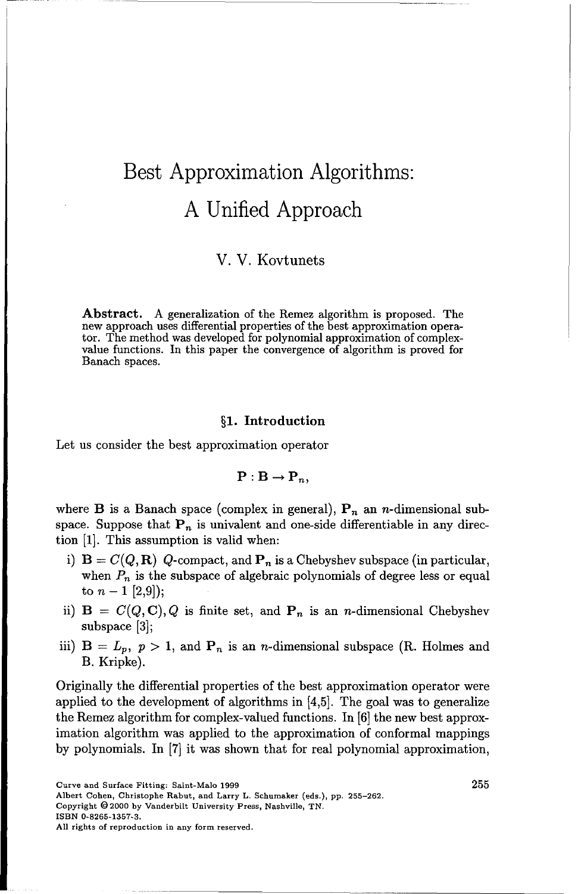# Best Approximation Algorithms: A Unified Approach

V. V. Kovtunets

**Abstract.** A generalization of the Remez algorithm is proposed. The new approach uses differential properties of the best approximation operator. The method was developed for polynomial approximation of complex-value functions. In this paper the convergence of algorithm is proved for Banach spaces.

## §1. Introduction

Let us consider the best approximation operator

$$\mathbf{P} : \mathbf{B} \rightarrow \mathbf{P}_n,$$

where $\mathbf{B}$ is a Banach space (complex in general), $\mathbf{P}_n$ an $n$-dimensional subspace. Suppose that $\mathbf{P}_n$ is univalent and one-side differentiable in any direction [1]. This assumption is valid when:

i) $\mathbf{B} = C(Q, \mathbf{R})$ $Q$-compact, and $\mathbf{P}_n$ is a Chebyshev subspace (in particular, when $P_n$ is the subspace of algebraic polynomials of degree less or equal to $n-1$ [2,9]);

ii) $\mathbf{B} = C(Q, \mathbf{C}), Q$ is finite set, and $\mathbf{P}_n$ is an $n$-dimensional Chebyshev subspace [3];

iii) $\mathbf{B} = L_p$, $p > 1$, and $\mathbf{P}_n$ is an $n$-dimensional subspace (R. Holmes and B. Kripke).

Originally the differential properties of the best approximation operator were applied to the development of algorithms in [4,5]. The goal was to generalize the Remez algorithm for complex-valued functions. In [6] the new best approximation algorithm was applied to the approximation of conformal mappings by polynomials. In [7] it was shown that for real polynomial approximation,

Curve and Surface Fitting: Saint-Malo 1999
Albert Cohen, Christophe Rabut, and Larry L. Schumaker (eds.), pp. 255–262.
Copyright © 2000 by Vanderbilt University Press, Nashville, TN.
ISBN 0-8265-1357-3.
All rights of reproduction in any form reserved.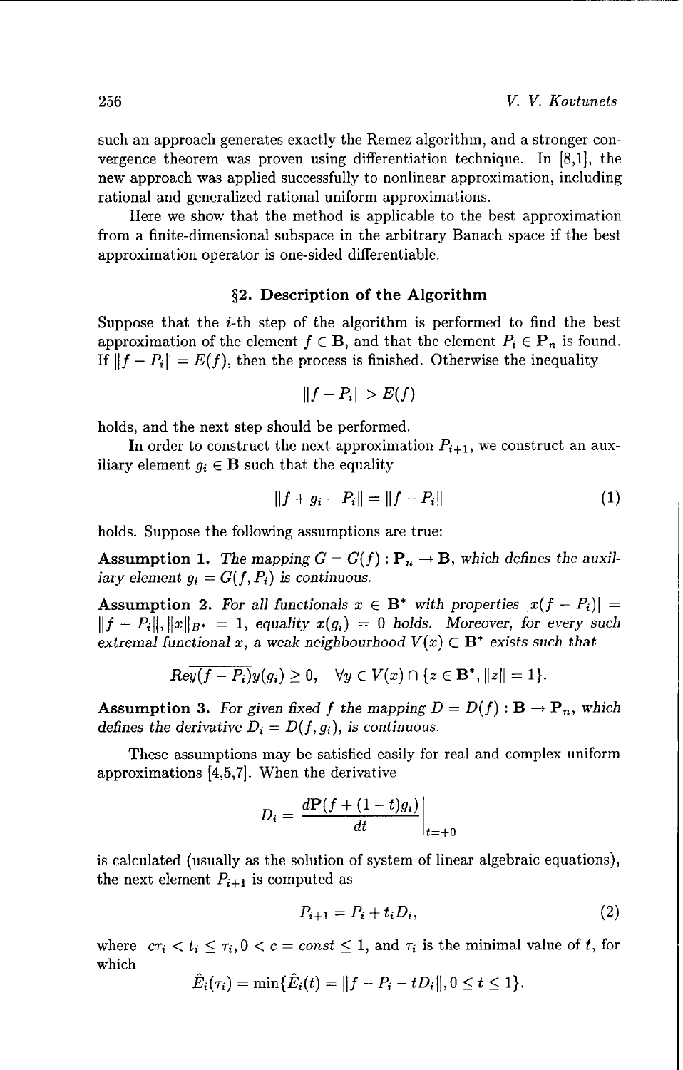such an approach generates exactly the Remez algorithm, and a stronger convergence theorem was proven using differentiation technique. In [8,1], the new approach was applied successfully to nonlinear approximation, including rational and generalized rational uniform approximations.

Here we show that the method is applicable to the best approximation from a finite-dimensional subspace in the arbitrary Banach space if the best approximation operator is one-sided differentiable.

## §2. Description of the Algorithm

Suppose that the $i$-th step of the algorithm is performed to find the best approximation of the element $f \in \mathbf{B}$, and that the element $P_i \in \mathbf{P}_n$ is found. If $\|f - P_i\| = E(f)$, then the process is finished. Otherwise the inequality

$$\|f - P_i\| > E(f)$$

holds, and the next step should be performed.

In order to construct the next approximation $P_{i+1}$, we construct an auxiliary element $g_i \in \mathbf{B}$ such that the equality

$$\|f + g_i - P_i\| = \|f - P_i\| \tag{1}$$

holds. Suppose the following assumptions are true:

**Assumption 1.** *The mapping $G = G(f) : \mathbf{P}_n \to \mathbf{B}$, which defines the auxiliary element $g_i = G(f, P_i)$ is continuous.*

**Assumption 2.** *For all functionals $x \in \mathbf{B}^*$ with properties $|x(f - P_i)| = \|f - P_i\|, \|x\|_{B^*} = 1$, equality $x(g_i) = 0$ holds. Moreover, for every such extremal functional $x$, a weak neighbourhood $V(x) \subset \mathbf{B}^*$ exists such that*

$$Re\overline{y(f - P_i)}y(g_i) \geq 0, \quad \forall y \in V(x) \cap \{z \in \mathbf{B}^*, \|z\| = 1\}.$$

**Assumption 3.** *For given fixed $f$ the mapping $D = D(f) : \mathbf{B} \to \mathbf{P}_n$, which defines the derivative $D_i = D(f, g_i)$, is continuous.*

These assumptions may be satisfied easily for real and complex uniform approximations [4,5,7]. When the derivative

$$D_i = \left. \frac{d\mathbf{P}(f + (1-t)g_i)}{dt} \right|_{t=+0}$$

is calculated (usually as the solution of system of linear algebraic equations), the next element $P_{i+1}$ is computed as

$$P_{i+1} = P_i + t_i D_i, \tag{2}$$

where $c\tau_i < t_i \leq \tau_i, 0 < c = const \leq 1$, and $\tau_i$ is the minimal value of $t$, for which

$$\hat{E}_i(\tau_i) = \min\{\hat{E}_i(t) = \|f - P_i - tD_i\|, 0 \leq t \leq 1\}.$$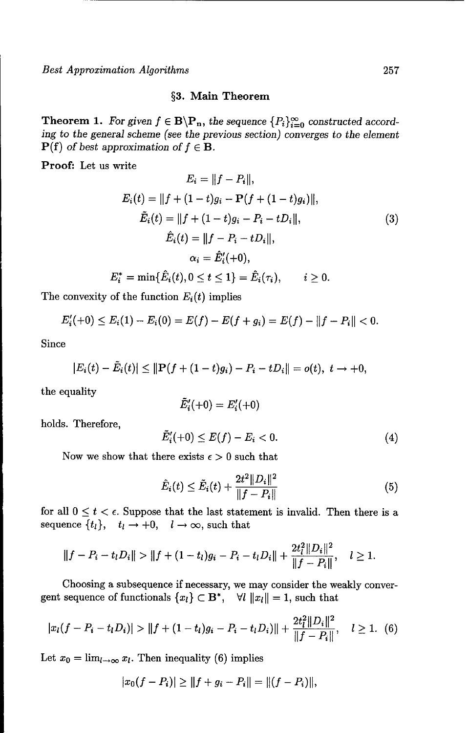## §3. Main Theorem

**Theorem 1.** *For given $f \in \mathbf{B}\backslash\mathbf{P_n}$, the sequence $\{P_i\}_{i=0}^{\infty}$ constructed according to the general scheme (see the previous section) converges to the element $\mathbf{P}(f)$ of best approximation of $f \in \mathbf{B}$.*

**Proof:** Let us write

$$
\begin{aligned}
E_i &= \|f - P_i\|, \\
E_i(t) &= \|f + (1-t)g_i - \mathbf{P}(f + (1-t)g_i)\|, \\
\tilde{E}_i(t) &= \|f + (1-t)g_i - P_i - tD_i\|, \qquad (3)\\
\hat{E}_i(t) &= \|f - P_i - tD_i\|, \\
\alpha_i &= \hat{E}_i'(+0), \\
E_i^* &= \min\{\hat{E}_i(t), 0 \le t \le 1\} = \hat{E}_i(\tau_i), \qquad i \ge 0.
\end{aligned}
$$

The convexity of the function $E_i(t)$ implies

$$
E_i'(+0) \le E_i(1) - E_i(0) = E(f) - E(f + g_i) = E(f) - \|f - P_i\| < 0.
$$

Since

$$
|E_i(t) - \tilde{E}_i(t)| \le \|\mathbf{P}(f + (1-t)g_i) - P_i - tD_i\| = o(t), \; t \to +0,
$$

the equality

$$
\tilde{E}_i'(+0) = E_i'(+0)
$$

holds. Therefore,

$$
\tilde{E}_i'(+0) \le E(f) - E_i < 0. \qquad (4)
$$

Now we show that there exists $\epsilon > 0$ such that

$$
\hat{E}_i(t) \le \tilde{E}_i(t) + \frac{2t^2\|D_i\|^2}{\|f - P_i\|} \qquad (5)
$$

for all $0 \le t < \epsilon$. Suppose that the last statement is invalid. Then there is a sequence $\{t_l\}$, $\quad t_l \to +0, \quad l \to \infty$, such that

$$
\|f - P_i - t_l D_i\| > \|f + (1-t_l)g_i - P_i - t_l D_i\| + \frac{2t_l^2\|D_i\|^2}{\|f - P_i\|}, \quad l \ge 1.
$$

Choosing a subsequence if necessary, we may consider the weakly convergent sequence of functionals $\{x_l\} \subset \mathbf{B}^*$, $\quad \forall l \; \|x_l\| = 1$, such that

$$
|x_l(f - P_i - t_l D_i)| > \|f + (1-t_l)g_i - P_i - t_l D_i)\| + \frac{2t_l^2\|D_i\|^2}{\|f - P_i\|}, \quad l \ge 1. \quad (6)
$$

Let $x_0 = \lim_{l \to \infty} x_l$. Then inequality (6) implies

$$
|x_0(f - P_i)| \ge \|f + g_i - P_i\| = \|(f - P_i)\|,
$$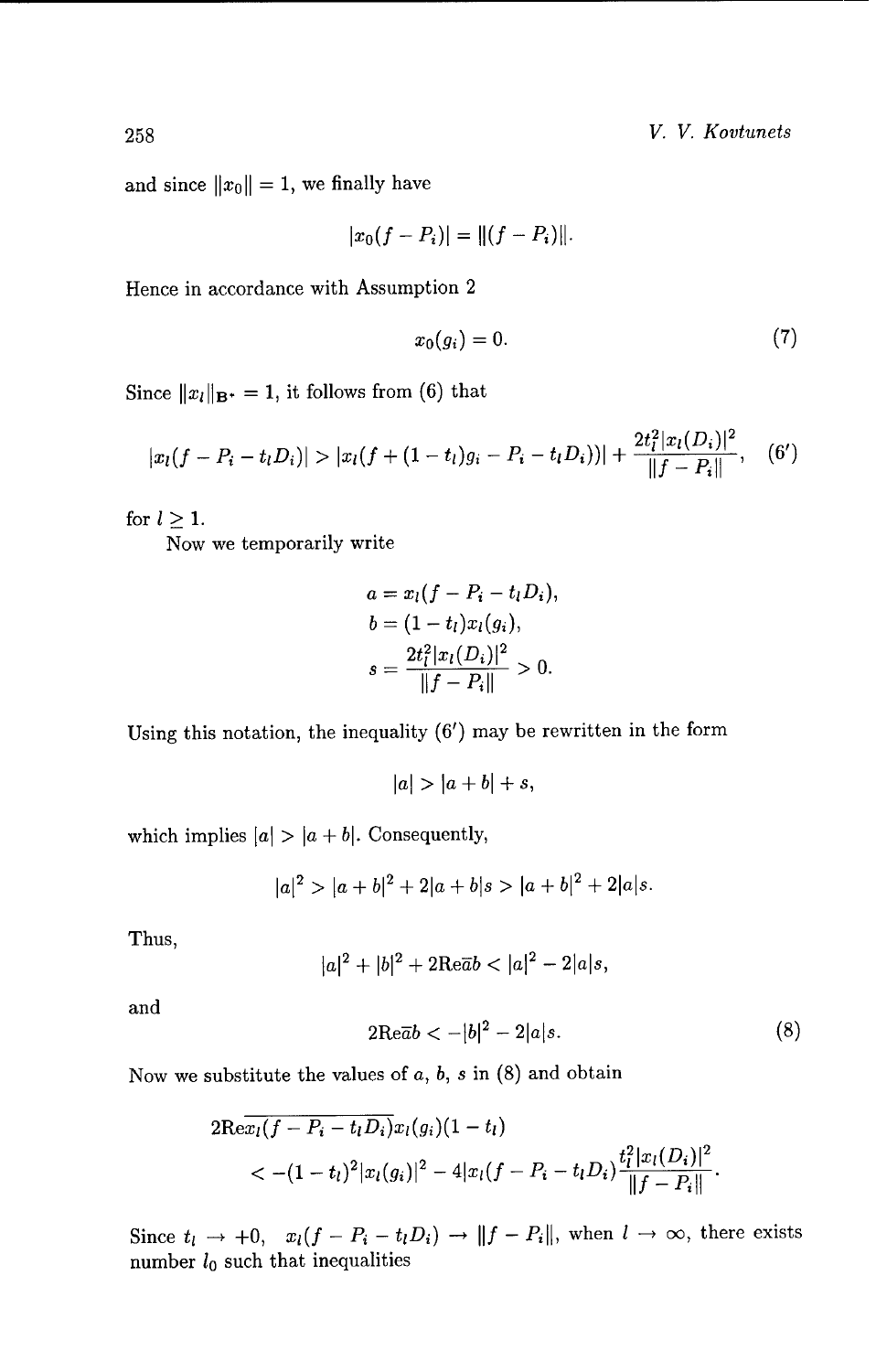and since $\|x_0\| = 1$, we finally have

$$|x_0(f - P_i)| = \|(f - P_i)\|.$$

Hence in accordance with Assumption 2

$$x_0(g_i) = 0. \tag{7}$$

Since $\|x_l\|_{\mathbf{B}^*} = 1$, it follows from (6) that

$$|x_l(f - P_i - t_l D_i)| > |x_l(f + (1 - t_l)g_i - P_i - t_l D_i))| + \frac{2t_l^2 |x_l(D_i)|^2}{\|f - P_i\|}, \tag{6'}$$

for $l \geq 1$.

Now we temporarily write

$$a = x_l(f - P_i - t_l D_i),$$
$$b = (1 - t_l)x_l(g_i),$$
$$s = \frac{2t_l^2 |x_l(D_i)|^2}{\|f - P_i\|} > 0.$$

Using this notation, the inequality (6') may be rewritten in the form

$$|a| > |a + b| + s,$$

which implies $|a| > |a + b|$. Consequently,

$$|a|^2 > |a + b|^2 + 2|a + b|s > |a + b|^2 + 2|a|s.$$

Thus,

$$|a|^2 + |b|^2 + 2\mathrm{Re}\bar{a}b < |a|^2 - 2|a|s,$$

and

$$2\mathrm{Re}\bar{a}b < -|b|^2 - 2|a|s. \tag{8}$$

Now we substitute the values of $a$, $b$, $s$ in (8) and obtain

$$2\mathrm{Re}\overline{x_l(f - P_i - t_l D_i)}x_l(g_i)(1 - t_l)$$
$$< -(1 - t_l)^2 |x_l(g_i)|^2 - 4|x_l(f - P_i - t_l D_i)\frac{t_l^2 |x_l(D_i)|^2}{\|f - P_i\|}.$$

Since $t_l \to +0$, $x_l(f - P_i - t_l D_i) \to \|f - P_i\|$, when $l \to \infty$, there exists number $l_0$ such that inequalities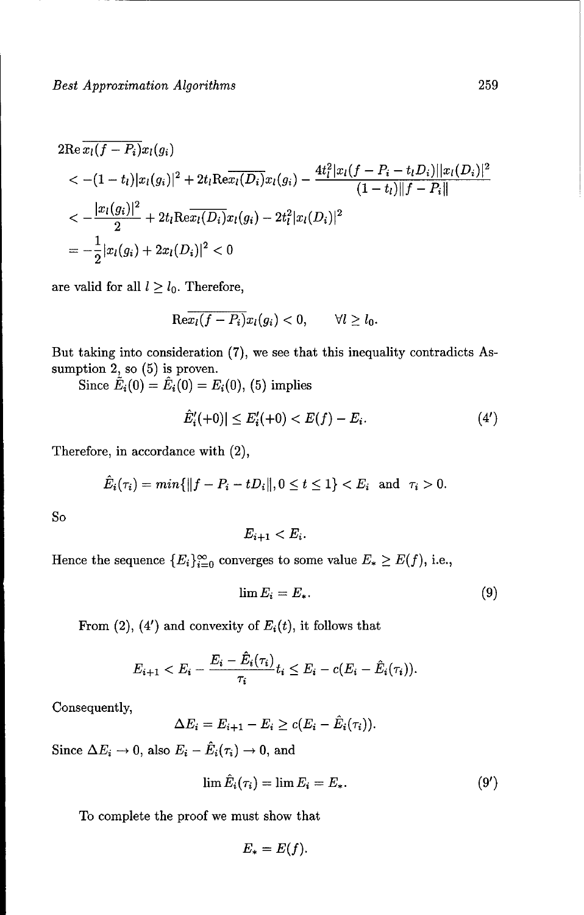$$
\begin{aligned}
&2\mathrm{Re}\,\overline{x_l(f-P_i)}x_l(g_i) \\
&< -(1-t_l)|x_l(g_i)|^2 + 2t_l\mathrm{Re}\overline{x_l(D_i)}x_l(g_i) - \frac{4t_l^2|x_l(f-P_i-t_lD_i)||x_l(D_i)|^2}{(1-t_l)\|f-P_i\|} \\
&< -\frac{|x_l(g_i)|^2}{2} + 2t_l\mathrm{Re}\overline{x_l(D_i)}x_l(g_i) - 2t_l^2|x_l(D_i)|^2 \\
&= -\frac{1}{2}|x_l(g_i) + 2x_l(D_i)|^2 < 0
\end{aligned}
$$

are valid for all $l \geq l_0$. Therefore,

$$
\mathrm{Re}\overline{x_l(f-P_i)}x_l(g_i) < 0, \qquad \forall l \geq l_0.
$$

But taking into consideration (7), we see that this inequality contradicts Assumption 2, so (5) is proven.

Since $\hat{E}_i(0) = \hat{E}_i(0) = E_i(0)$, (5) implies

$$
\hat{E}_i'(+0)| \leq E_i'(+0) < E(f) - E_i. \tag{4'}
$$

Therefore, in accordance with (2),

$$
\hat{E}_i(\tau_i) = min\{\|f - P_i - tD_i\|, 0 \leq t \leq 1\} < E_i \text{ and } \tau_i > 0.
$$

So

$$
E_{i+1} < E_i.
$$

Hence the sequence $\{E_i\}_{i=0}^{\infty}$ converges to some value $E_* \geq E(f)$, i.e.,

$$
\lim E_i = E_*. \tag{9}
$$

From (2), (4') and convexity of $E_i(t)$, it follows that

$$
E_{i+1} < E_i - \frac{E_i - \hat{E}_i(\tau_i)}{\tau_i}t_i \leq E_i - c(E_i - \hat{E}_i(\tau_i)).
$$

Consequently,

$$
\Delta E_i = E_{i+1} - E_i \geq c(E_i - \hat{E}_i(\tau_i)).
$$

Since $\Delta E_i \to 0$, also $E_i - \hat{E}_i(\tau_i) \to 0$, and

$$
\lim \hat{E}_i(\tau_i) = \lim E_i = E_*. \tag{9'}
$$

To complete the proof we must show that

$$
E_* = E(f).
$$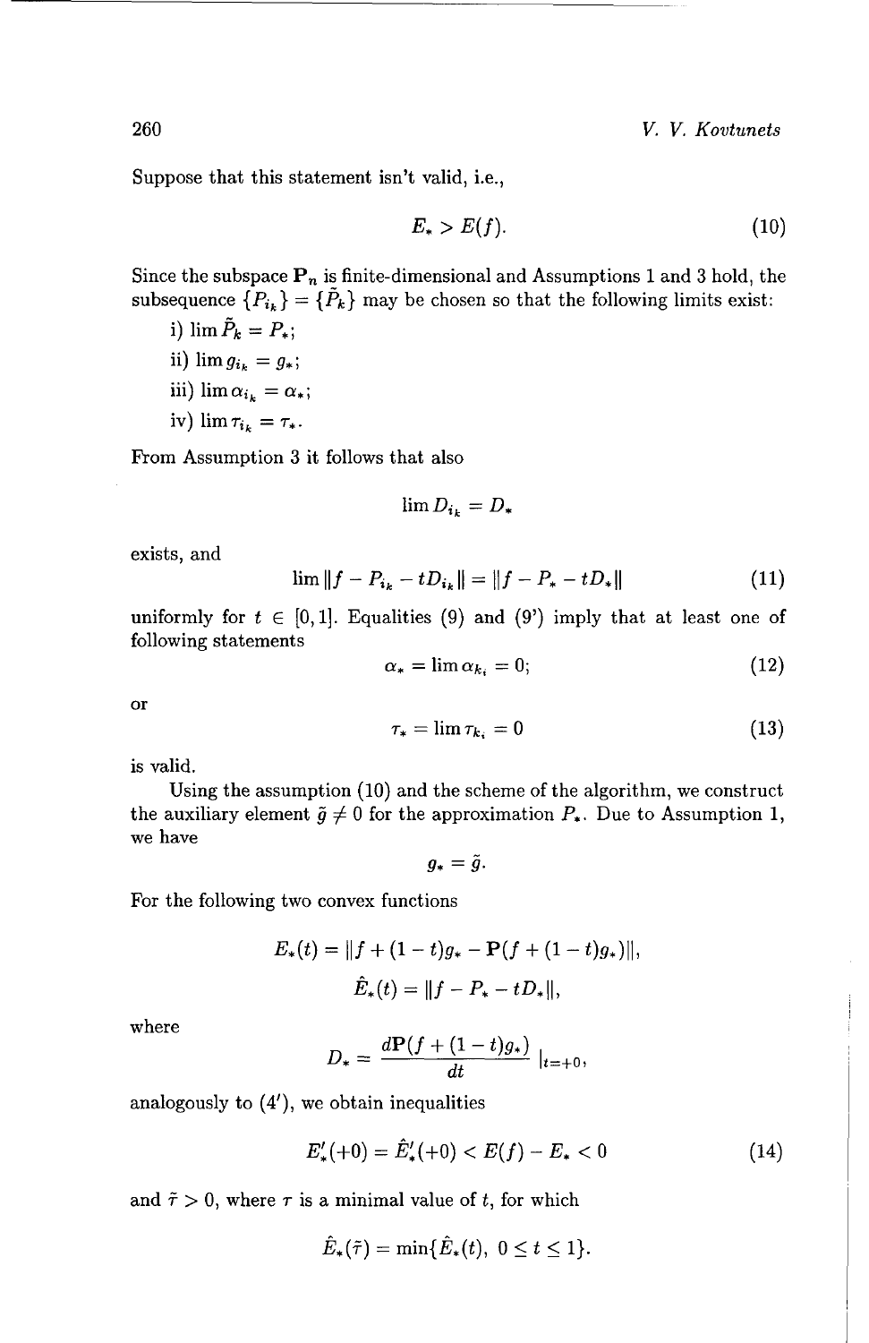Suppose that this statement isn't valid, i.e.,

$$E_* > E(f). \tag{10}$$

Since the subspace $\mathbf{P}_n$ is finite-dimensional and Assumptions 1 and 3 hold, the subsequence $\{P_{i_k}\} = \{\tilde{P}_k\}$ may be chosen so that the following limits exist:

i) $\lim \tilde{P}_k = P_*$;

ii) $\lim g_{i_k} = g_*$;

iii) $\lim \alpha_{i_k} = \alpha_*$;

iv) $\lim \tau_{i_k} = \tau_*$.

From Assumption 3 it follows that also

$$\lim D_{i_k} = D_*$$

exists, and

$$\lim \|f - P_{i_k} - tD_{i_k}\| = \|f - P_* - tD_*\| \tag{11}$$

uniformly for $t \in [0,1]$. Equalities (9) and (9') imply that at least one of following statements

$$\alpha_* = \lim \alpha_{k_i} = 0; \tag{12}$$

or

$$\tau_* = \lim \tau_{k_i} = 0 \tag{13}$$

is valid.

Using the assumption (10) and the scheme of the algorithm, we construct the auxiliary element $\tilde{g} \neq 0$ for the approximation $P_*$. Due to Assumption 1, we have

$$g_* = \tilde{g}.$$

For the following two convex functions

$$E_*(t) = \|f + (1-t)g_* - \mathbf{P}(f + (1-t)g_*)\|,$$

$$\hat{E}_*(t) = \|f - P_* - tD_*\|,$$

where

$$D_* = \frac{d\mathbf{P}(f + (1-t)g_*)}{dt}\,|_{t=+0},$$

analogously to (4'), we obtain inequalities

$$E'_*(+0) = \hat{E}'_*(+0) < E(f) - E_* < 0 \tag{14}$$

and $\tilde{\tau} > 0$, where $\tau$ is a minimal value of $t$, for which

$$\hat{E}_*(\tilde{\tau}) = \min\{\hat{E}_*(t),\ 0 \leq t \leq 1\}.$$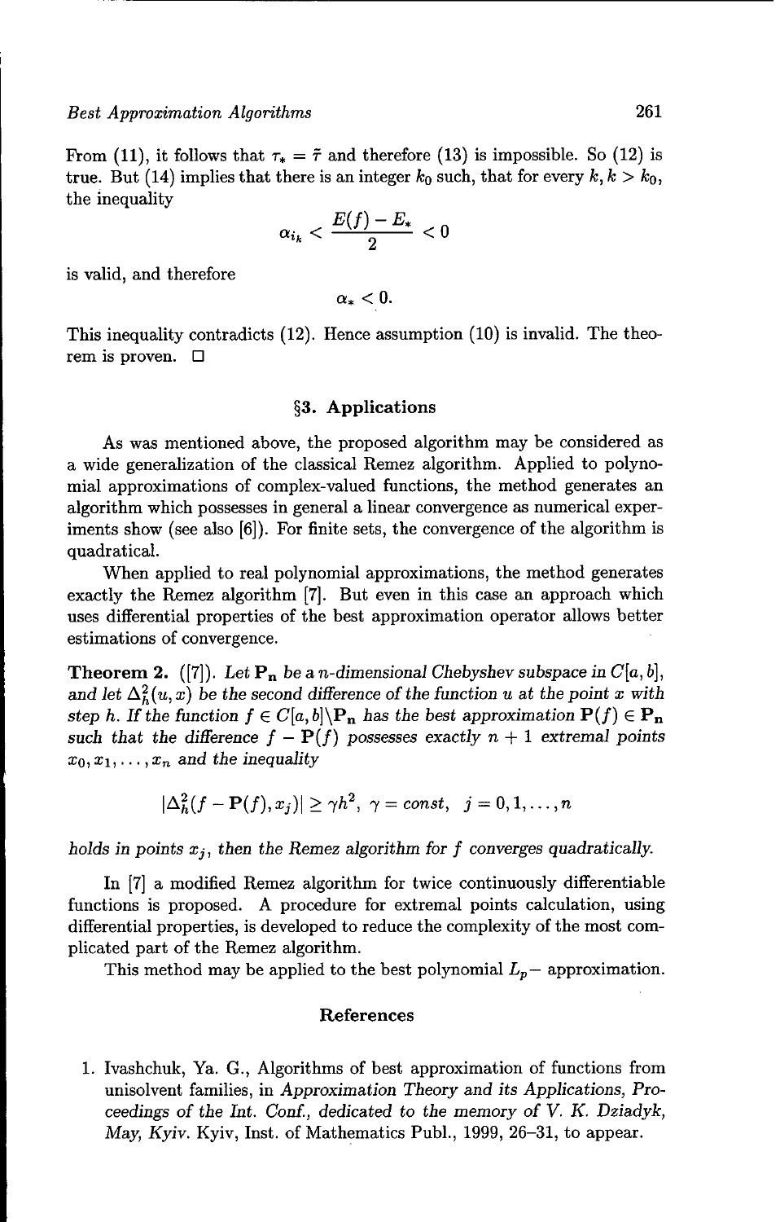From (11), it follows that $\tau_* = \tilde{\tau}$ and therefore (13) is impossible. So (12) is true. But (14) implies that there is an integer $k_0$ such, that for every $k, k > k_0$, the inequality

$$\alpha_{i_k} < \frac{E(f) - E_*}{2} < 0$$

is valid, and therefore

$$\alpha_* < 0.$$

This inequality contradicts (12). Hence assumption (10) is invalid. The theorem is proven. □

## §3. Applications

As was mentioned above, the proposed algorithm may be considered as a wide generalization of the classical Remez algorithm. Applied to polynomial approximations of complex-valued functions, the method generates an algorithm which possesses in general a linear convergence as numerical experiments show (see also [6]). For finite sets, the convergence of the algorithm is quadratical.

When applied to real polynomial approximations, the method generates exactly the Remez algorithm [7]. But even in this case an approach which uses differential properties of the best approximation operator allows better estimations of convergence.

**Theorem 2.** ([7]). *Let $\mathbf{P_n}$ be a $n$-dimensional Chebyshev subspace in $C[a,b]$, and let $\Delta_h^2(u,x)$ be the second difference of the function $u$ at the point $x$ with step $h$. If the function $f \in C[a,b] \backslash \mathbf{P_n}$ has the best approximation $\mathbf{P}(f) \in \mathbf{P_n}$ such that the difference $f - \mathbf{P}(f)$ possesses exactly $n+1$ extremal points $x_0, x_1, \ldots, x_n$ and the inequality*

$$|\Delta_h^2(f - \mathbf{P}(f), x_j)| \geq \gamma h^2, \ \gamma = const, \ \ j = 0, 1, \ldots, n$$

*holds in points $x_j$, then the Remez algorithm for $f$ converges quadratically.*

In [7] a modified Remez algorithm for twice continuously differentiable functions is proposed. A procedure for extremal points calculation, using differential properties, is developed to reduce the complexity of the most complicated part of the Remez algorithm.

This method may be applied to the best polynomial $L_p-$ approximation.

### References

1. Ivashchuk, Ya. G., Algorithms of best approximation of functions from unisolvent families, in *Approximation Theory and its Applications, Proceedings of the Int. Conf., dedicated to the memory of V. K. Dziadyk, May, Kyiv*. Kyiv, Inst. of Mathematics Publ., 1999, 26–31, to appear.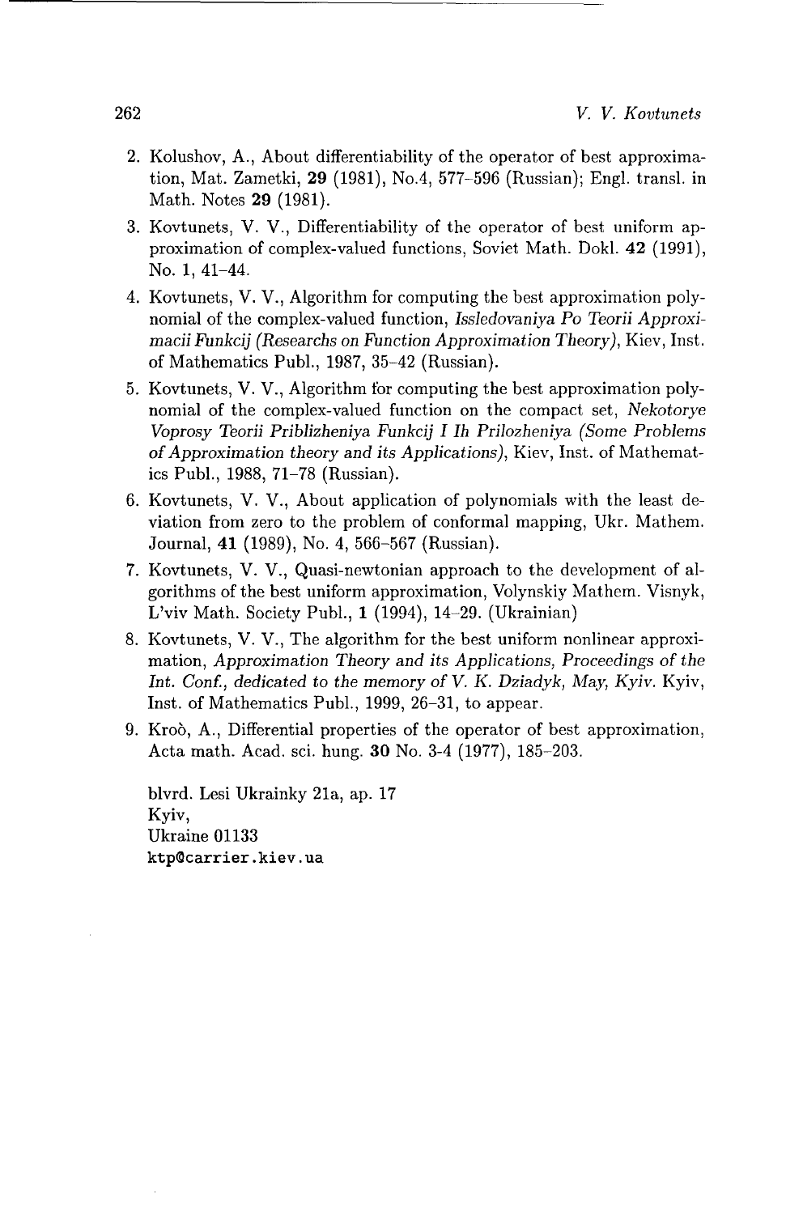2. Kolushov, A., About differentiability of the operator of best approximation, Mat. Zametki, **29** (1981), No.4, 577–596 (Russian); Engl. transl. in Math. Notes **29** (1981).

3. Kovtunets, V. V., Differentiability of the operator of best uniform approximation of complex-valued functions, Soviet Math. Dokl. **42** (1991), No. 1, 41–44.

4. Kovtunets, V. V., Algorithm for computing the best approximation polynomial of the complex-valued function, *Issledovaniya Po Teorii Approximacii Funkcij (Researchs on Function Approximation Theory)*, Kiev, Inst. of Mathematics Publ., 1987, 35–42 (Russian).

5. Kovtunets, V. V., Algorithm for computing the best approximation polynomial of the complex-valued function on the compact set, *Nekotorye Voprosy Teorii Priblizheniya Funkcij I Ih Prilozheniya (Some Problems of Approximation theory and its Applications)*, Kiev, Inst. of Mathematics Publ., 1988, 71–78 (Russian).

6. Kovtunets, V. V., About application of polynomials with the least deviation from zero to the problem of conformal mapping, Ukr. Mathem. Journal, **41** (1989), No. 4, 566–567 (Russian).

7. Kovtunets, V. V., Quasi-newtonian approach to the development of algorithms of the best uniform approximation, Volynskiy Mathem. Visnyk, L'viv Math. Society Publ., **1** (1994), 14–29. (Ukrainian)

8. Kovtunets, V. V., The algorithm for the best uniform nonlinear approximation, *Approximation Theory and its Applications, Proceedings of the Int. Conf., dedicated to the memory of V. K. Dziadyk, May, Kyiv.* Kyiv, Inst. of Mathematics Publ., 1999, 26–31, to appear.

9. Kroò, A., Differential properties of the operator of best approximation, Acta math. Acad. sci. hung. **30** No. 3-4 (1977), 185–203.

blvrd. Lesi Ukrainky 21a, ap. 17
Kyiv,
Ukraine 01133
ktp@carrier.kiev.ua